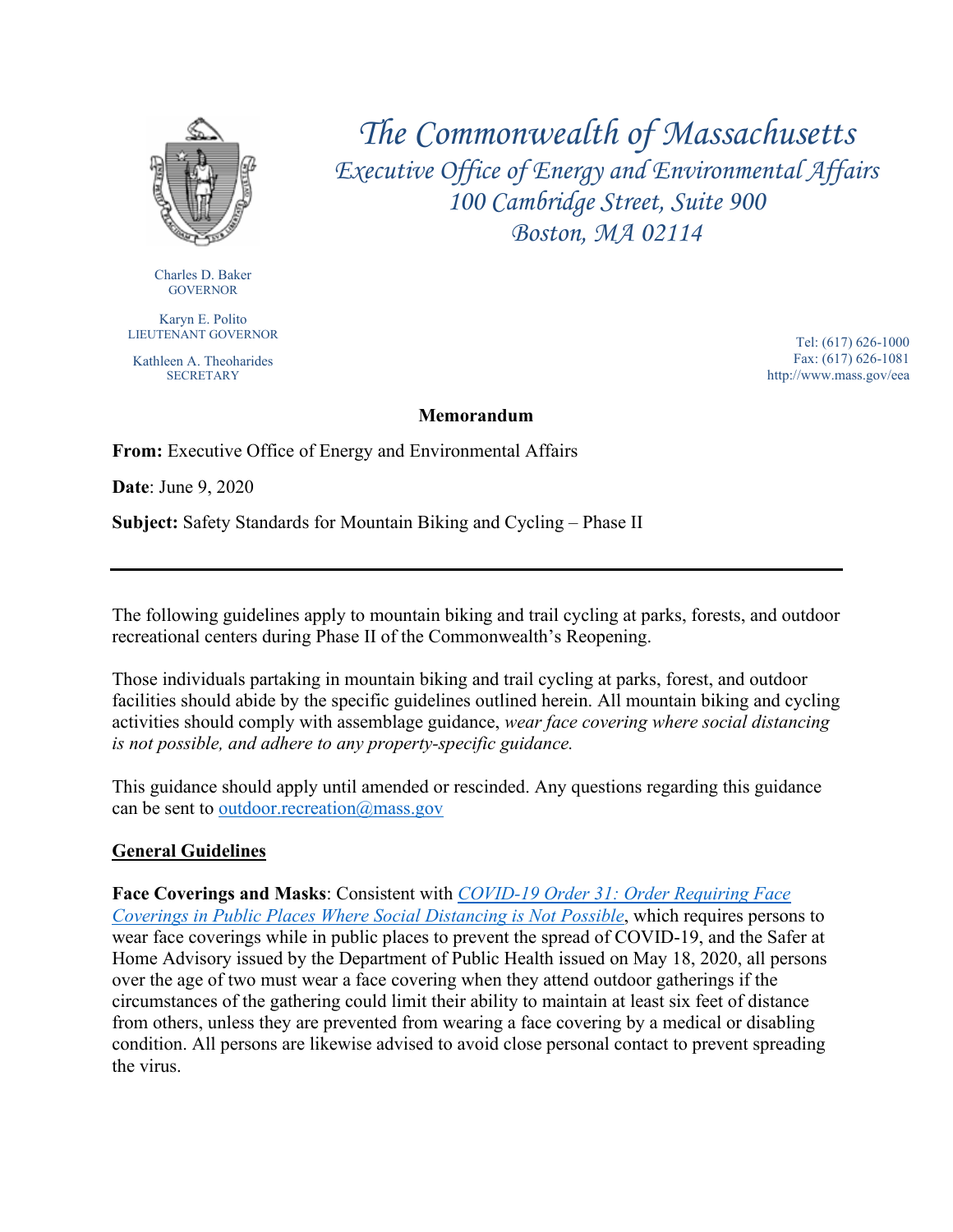# The Commonwealth of Massachusetts

## Executive Office of Energy and Environmental Affairs

100 Cambridge Street, Suite 900
Boston, MA 02114

Charles D. Baker
GOVERNOR

Karyn E. Polito
LIEUTENANT GOVERNOR

Kathleen A. Theoharides
SECRETARY

Tel: (617) 626-1000
Fax: (617) 626-1081
http://www.mass.gov/eea

**Memorandum**

**From:** Executive Office of Energy and Environmental Affairs

**Date**: June 9, 2020

**Subject:** Safety Standards for Mountain Biking and Cycling – Phase II

---

The following guidelines apply to mountain biking and trail cycling at parks, forests, and outdoor recreational centers during Phase II of the Commonwealth's Reopening.

Those individuals partaking in mountain biking and trail cycling at parks, forest, and outdoor facilities should abide by the specific guidelines outlined herein. All mountain biking and cycling activities should comply with assemblage guidance, *wear face covering where social distancing is not possible, and adhere to any property-specific guidance.*

This guidance should apply until amended or rescinded. Any questions regarding this guidance can be sent to outdoor.recreation@mass.gov

**General Guidelines**

**Face Coverings and Masks**: Consistent with *COVID-19 Order 31: Order Requiring Face Coverings in Public Places Where Social Distancing is Not Possible*, which requires persons to wear face coverings while in public places to prevent the spread of COVID-19, and the Safer at Home Advisory issued by the Department of Public Health issued on May 18, 2020, all persons over the age of two must wear a face covering when they attend outdoor gatherings if the circumstances of the gathering could limit their ability to maintain at least six feet of distance from others, unless they are prevented from wearing a face covering by a medical or disabling condition. All persons are likewise advised to avoid close personal contact to prevent spreading the virus.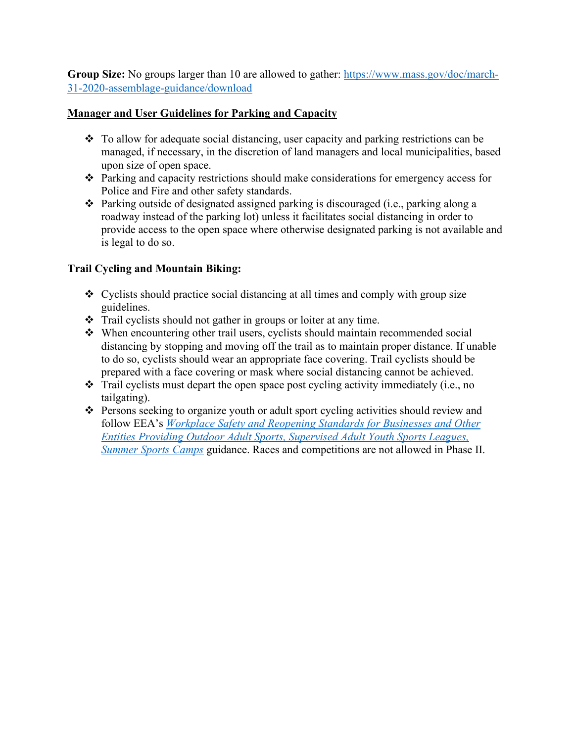**Group Size:** No groups larger than 10 are allowed to gather: [https://www.mass.gov/doc/march-31-2020-assemblage-guidance/download](https://www.mass.gov/doc/march-31-2020-assemblage-guidance/download)

**Manager and User Guidelines for Parking and Capacity**

- To allow for adequate social distancing, user capacity and parking restrictions can be managed, if necessary, in the discretion of land managers and local municipalities, based upon size of open space.
- Parking and capacity restrictions should make considerations for emergency access for Police and Fire and other safety standards.
- Parking outside of designated assigned parking is discouraged (i.e., parking along a roadway instead of the parking lot) unless it facilitates social distancing in order to provide access to the open space where otherwise designated parking is not available and is legal to do so.

**Trail Cycling and Mountain Biking:**

- Cyclists should practice social distancing at all times and comply with group size guidelines.
- Trail cyclists should not gather in groups or loiter at any time.
- When encountering other trail users, cyclists should maintain recommended social distancing by stopping and moving off the trail as to maintain proper distance. If unable to do so, cyclists should wear an appropriate face covering. Trail cyclists should be prepared with a face covering or mask where social distancing cannot be achieved.
- Trail cyclists must depart the open space post cycling activity immediately (i.e., no tailgating).
- Persons seeking to organize youth or adult sport cycling activities should review and follow EEA's *Workplace Safety and Reopening Standards for Businesses and Other Entities Providing Outdoor Adult Sports, Supervised Adult Youth Sports Leagues, Summer Sports Camps* guidance. Races and competitions are not allowed in Phase II.